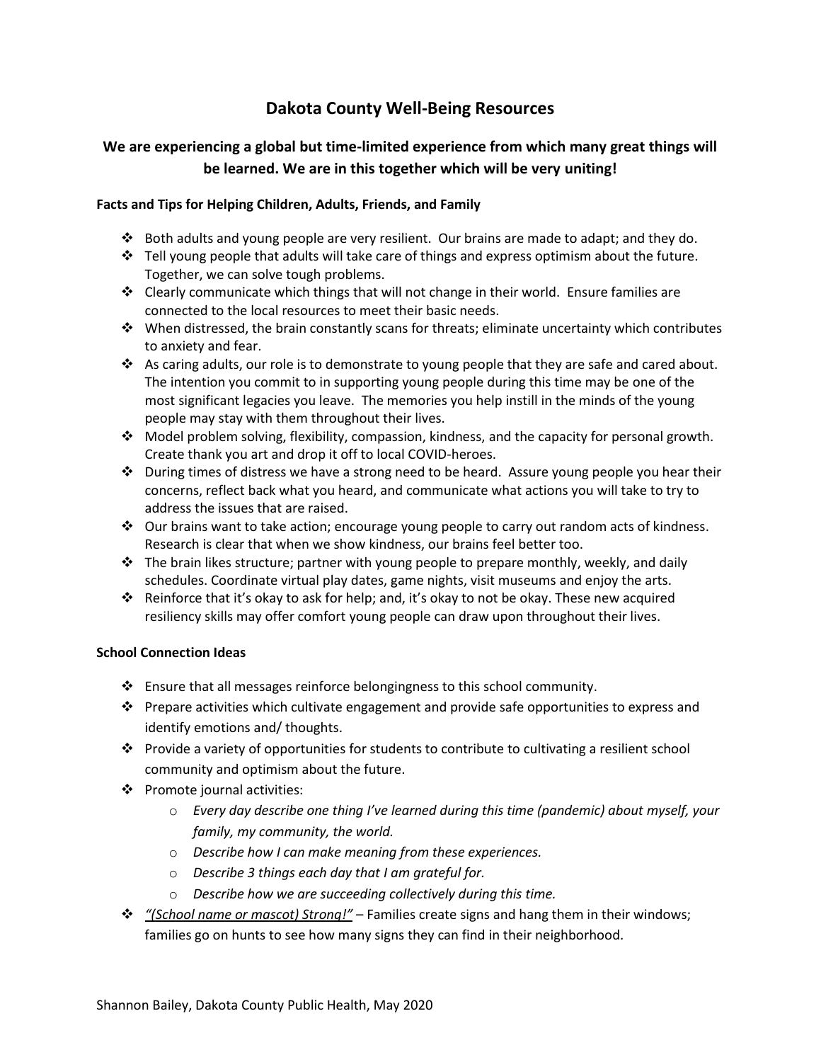# Dakota County Well-Being Resources

## We are experiencing a global but time-limited experience from which many great things will be learned. We are in this together which will be very uniting!

### Facts and Tips for Helping Children, Adults, Friends, and Family

- Both adults and young people are very resilient. Our brains are made to adapt; and they do.
- Tell young people that adults will take care of things and express optimism about the future. Together, we can solve tough problems.
- Clearly communicate which things that will not change in their world. Ensure families are connected to the local resources to meet their basic needs.
- When distressed, the brain constantly scans for threats; eliminate uncertainty which contributes to anxiety and fear.
- As caring adults, our role is to demonstrate to young people that they are safe and cared about. The intention you commit to in supporting young people during this time may be one of the most significant legacies you leave. The memories you help instill in the minds of the young people may stay with them throughout their lives.
- Model problem solving, flexibility, compassion, kindness, and the capacity for personal growth. Create thank you art and drop it off to local COVID-heroes.
- During times of distress we have a strong need to be heard. Assure young people you hear their concerns, reflect back what you heard, and communicate what actions you will take to try to address the issues that are raised.
- Our brains want to take action; encourage young people to carry out random acts of kindness. Research is clear that when we show kindness, our brains feel better too.
- The brain likes structure; partner with young people to prepare monthly, weekly, and daily schedules. Coordinate virtual play dates, game nights, visit museums and enjoy the arts.
- Reinforce that it's okay to ask for help; and, it's okay to not be okay. These new acquired resiliency skills may offer comfort young people can draw upon throughout their lives.

### School Connection Ideas

- Ensure that all messages reinforce belongingness to this school community.
- Prepare activities which cultivate engagement and provide safe opportunities to express and identify emotions and/ thoughts.
- Provide a variety of opportunities for students to contribute to cultivating a resilient school community and optimism about the future.
- Promote journal activities:
  - *Every day describe one thing I've learned during this time (pandemic) about myself, your family, my community, the world.*
  - *Describe how I can make meaning from these experiences.*
  - *Describe 3 things each day that I am grateful for.*
  - *Describe how we are succeeding collectively during this time.*
- *"(School name or mascot) Strong!"* – Families create signs and hang them in their windows; families go on hunts to see how many signs they can find in their neighborhood.

Shannon Bailey, Dakota County Public Health, May 2020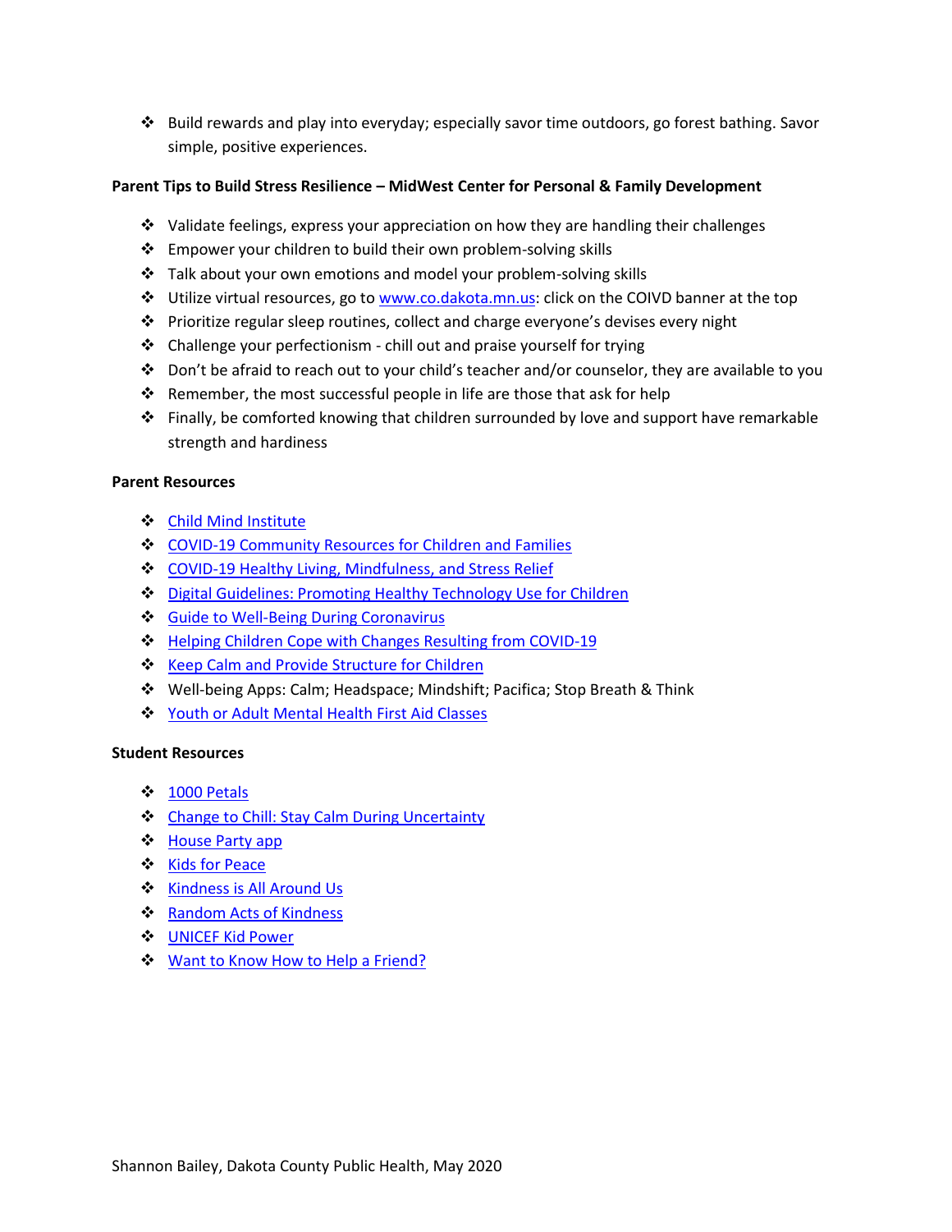- Build rewards and play into everyday; especially savor time outdoors, go forest bathing. Savor simple, positive experiences.

**Parent Tips to Build Stress Resilience – MidWest Center for Personal & Family Development**

- Validate feelings, express your appreciation on how they are handling their challenges
- Empower your children to build their own problem-solving skills
- Talk about your own emotions and model your problem-solving skills
- Utilize virtual resources, go to www.co.dakota.mn.us: click on the COIVD banner at the top
- Prioritize regular sleep routines, collect and charge everyone's devises every night
- Challenge your perfectionism - chill out and praise yourself for trying
- Don't be afraid to reach out to your child's teacher and/or counselor, they are available to you
- Remember, the most successful people in life are those that ask for help
- Finally, be comforted knowing that children surrounded by love and support have remarkable strength and hardiness

**Parent Resources**

- Child Mind Institute
- COVID-19 Community Resources for Children and Families
- COVID-19 Healthy Living, Mindfulness, and Stress Relief
- Digital Guidelines: Promoting Healthy Technology Use for Children
- Guide to Well-Being During Coronavirus
- Helping Children Cope with Changes Resulting from COVID-19
- Keep Calm and Provide Structure for Children
- Well-being Apps: Calm; Headspace; Mindshift; Pacifica; Stop Breath & Think
- Youth or Adult Mental Health First Aid Classes

**Student Resources**

- 1000 Petals
- Change to Chill: Stay Calm During Uncertainty
- House Party app
- Kids for Peace
- Kindness is All Around Us
- Random Acts of Kindness
- UNICEF Kid Power
- Want to Know How to Help a Friend?

Shannon Bailey, Dakota County Public Health, May 2020